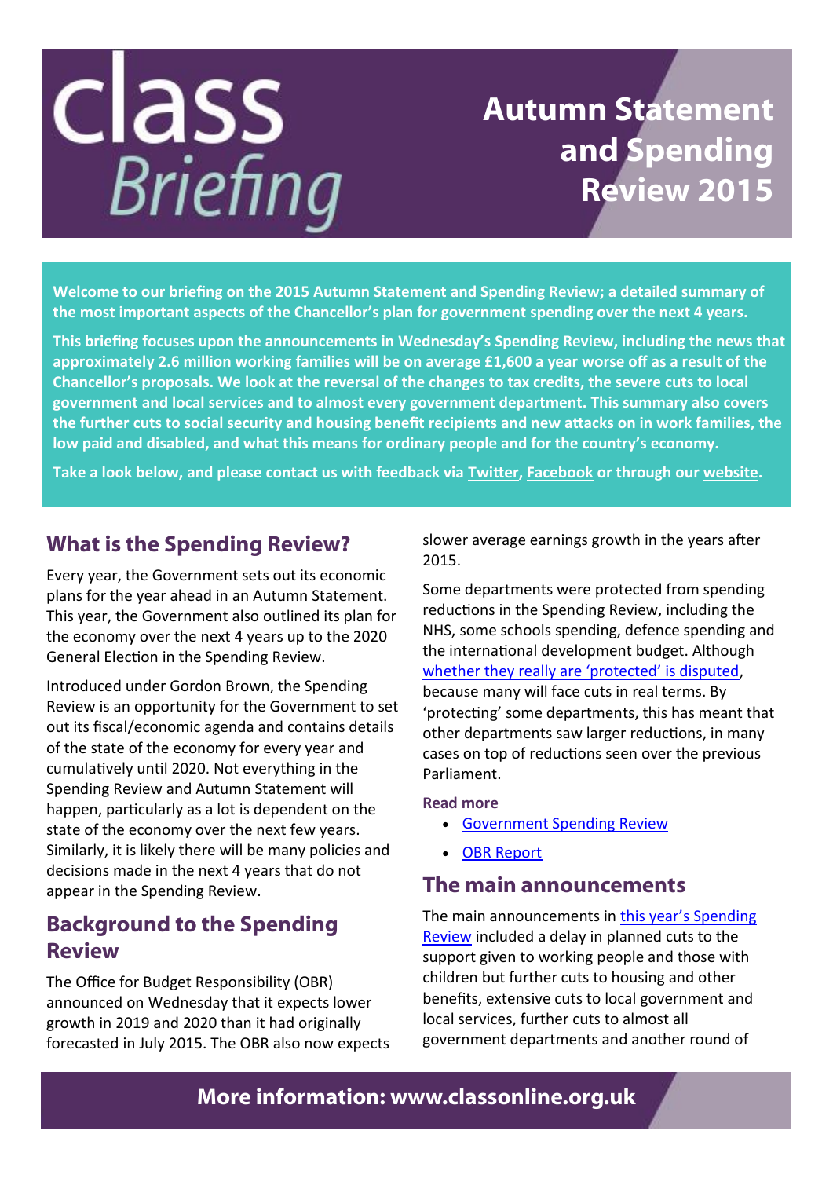# class Briefing

# Autumn Statement and Spending Review 2015

**Welcome to our briefing on the 2015 Autumn Statement and Spending Review; a detailed summary of the most important aspects of the Chancellor's plan for government spending over the next 4 years.**

**This briefing focuses upon the announcements in Wednesday's Spending Review, including the news that approximately 2.6 million working families will be on average £1,600 a year worse off as a result of the Chancellor's proposals. We look at the reversal of the changes to tax credits, the severe cuts to local government and local services and to almost every government department. This summary also covers the further cuts to social security and housing benefit recipients and new attacks on in work families, the low paid and disabled, and what this means for ordinary people and for the country's economy.**

**Take a look below, and please contact us with feedback via Twitter, Facebook or through our website.**

## What is the Spending Review?

Every year, the Government sets out its economic plans for the year ahead in an Autumn Statement. This year, the Government also outlined its plan for the economy over the next 4 years up to the 2020 General Election in the Spending Review.

Introduced under Gordon Brown, the Spending Review is an opportunity for the Government to set out its fiscal/economic agenda and contains details of the state of the economy for every year and cumulatively until 2020. Not everything in the Spending Review and Autumn Statement will happen, particularly as a lot is dependent on the state of the economy over the next few years. Similarly, it is likely there will be many policies and decisions made in the next 4 years that do not appear in the Spending Review.

## Background to the Spending Review

The Office for Budget Responsibility (OBR) announced on Wednesday that it expects lower growth in 2019 and 2020 than it had originally forecasted in July 2015. The OBR also now expects slower average earnings growth in the years after 2015.

Some departments were protected from spending reductions in the Spending Review, including the NHS, some schools spending, defence spending and the international development budget. Although whether they really are 'protected' is disputed, because many will face cuts in real terms. By 'protecting' some departments, this has meant that other departments saw larger reductions, in many cases on top of reductions seen over the previous Parliament.

**Read more**

- Government Spending Review
- OBR Report

## The main announcements

The main announcements in this year's Spending Review included a delay in planned cuts to the support given to working people and those with children but further cuts to housing and other benefits, extensive cuts to local government and local services, further cuts to almost all government departments and another round of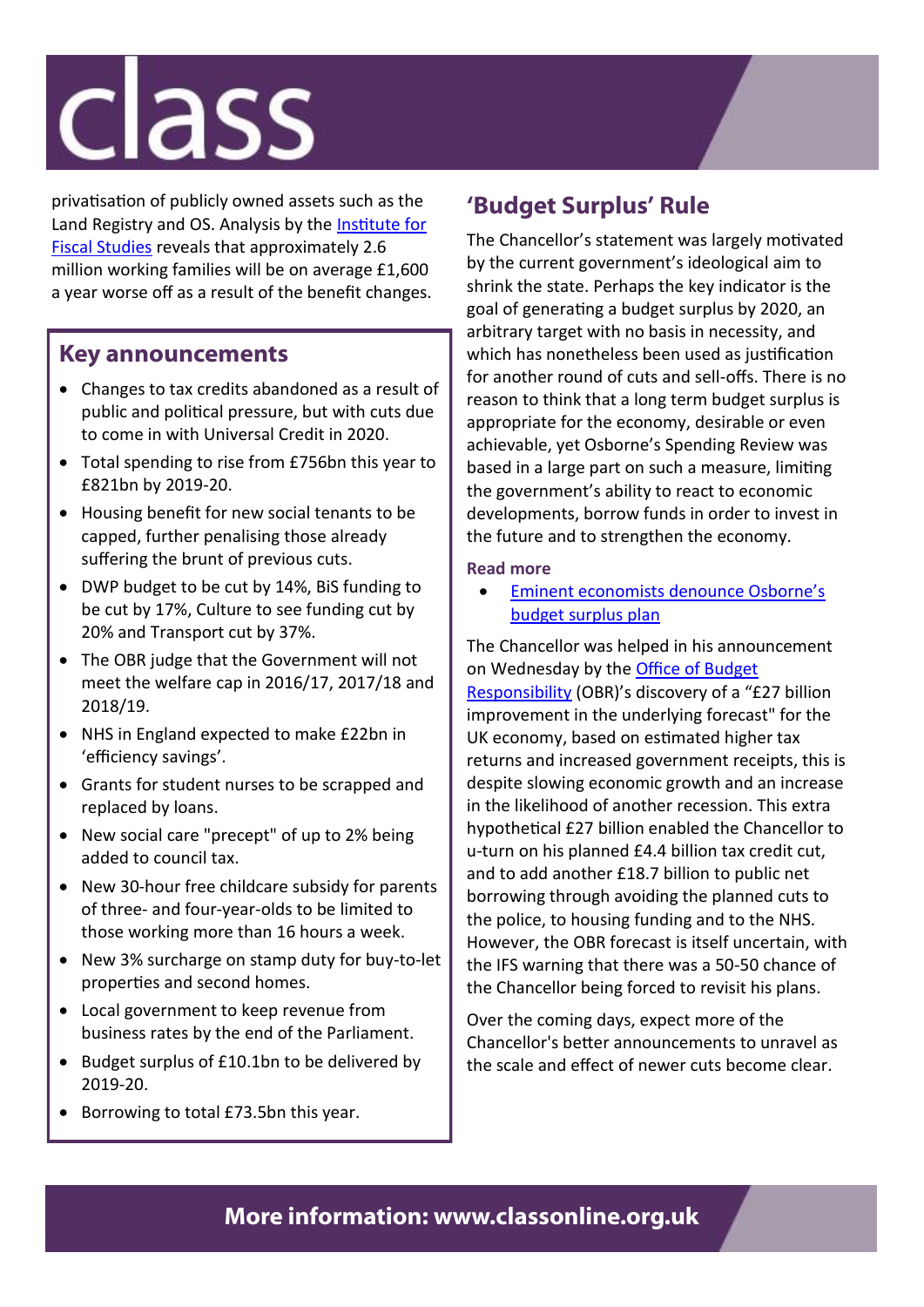privatisation of publicly owned assets such as the Land Registry and OS. Analysis by the [Institute for Fiscal Studies]() reveals that approximately 2.6 million working families will be on average £1,600 a year worse off as a result of the benefit changes.

## Key announcements

- Changes to tax credits abandoned as a result of public and political pressure, but with cuts due to come in with Universal Credit in 2020.
- Total spending to rise from £756bn this year to £821bn by 2019-20.
- Housing benefit for new social tenants to be capped, further penalising those already suffering the brunt of previous cuts.
- DWP budget to be cut by 14%, BiS funding to be cut by 17%, Culture to see funding cut by 20% and Transport cut by 37%.
- The OBR judge that the Government will not meet the welfare cap in 2016/17, 2017/18 and 2018/19.
- NHS in England expected to make £22bn in 'efficiency savings'.
- Grants for student nurses to be scrapped and replaced by loans.
- New social care "precept" of up to 2% being added to council tax.
- New 30-hour free childcare subsidy for parents of three- and four-year-olds to be limited to those working more than 16 hours a week.
- New 3% surcharge on stamp duty for buy-to-let properties and second homes.
- Local government to keep revenue from business rates by the end of the Parliament.
- Budget surplus of £10.1bn to be delivered by 2019-20.
- Borrowing to total £73.5bn this year.

## 'Budget Surplus' Rule

The Chancellor's statement was largely motivated by the current government's ideological aim to shrink the state. Perhaps the key indicator is the goal of generating a budget surplus by 2020, an arbitrary target with no basis in necessity, and which has nonetheless been used as justification for another round of cuts and sell-offs. There is no reason to think that a long term budget surplus is appropriate for the economy, desirable or even achievable, yet Osborne's Spending Review was based in a large part on such a measure, limiting the government's ability to react to economic developments, borrow funds in order to invest in the future and to strengthen the economy.

**Read more**

- [Eminent economists denounce Osborne's budget surplus plan]()

The Chancellor was helped in his announcement on Wednesday by the [Office of Budget Responsibility]() (OBR)'s discovery of a "£27 billion improvement in the underlying forecast" for the UK economy, based on estimated higher tax returns and increased government receipts, this is despite slowing economic growth and an increase in the likelihood of another recession. This extra hypothetical £27 billion enabled the Chancellor to u-turn on his planned £4.4 billion tax credit cut, and to add another £18.7 billion to public net borrowing through avoiding the planned cuts to the police, to housing funding and to the NHS. However, the OBR forecast is itself uncertain, with the IFS warning that there was a 50-50 chance of the Chancellor being forced to revisit his plans.

Over the coming days, expect more of the Chancellor's better announcements to unravel as the scale and effect of newer cuts become clear.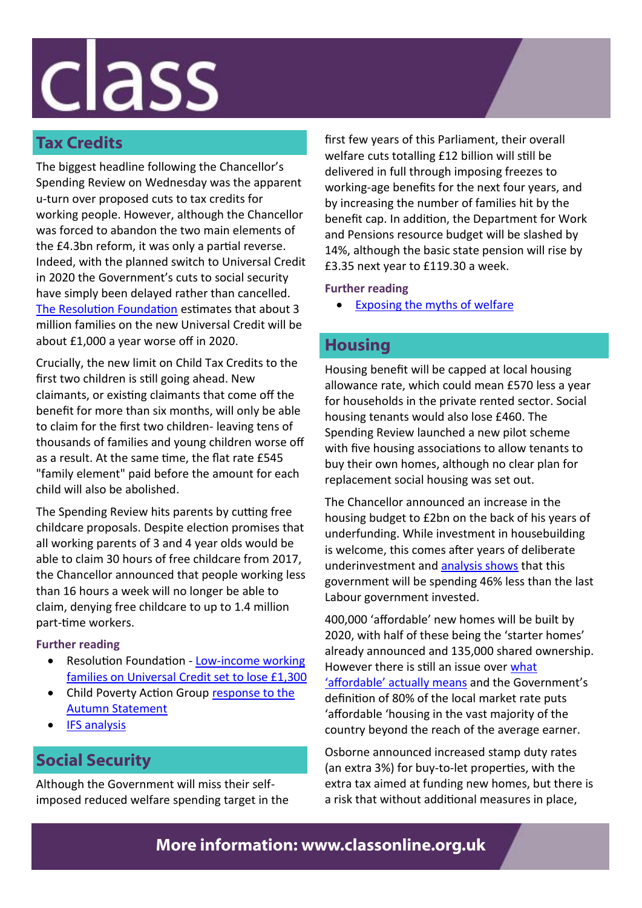## Tax Credits

The biggest headline following the Chancellor's Spending Review on Wednesday was the apparent u-turn over proposed cuts to tax credits for working people. However, although the Chancellor was forced to abandon the two main elements of the £4.3bn reform, it was only a partial reverse. Indeed, with the planned switch to Universal Credit in 2020 the Government's cuts to social security have simply been delayed rather than cancelled. The Resolution Foundation estimates that about 3 million families on the new Universal Credit will be about £1,000 a year worse off in 2020.

Crucially, the new limit on Child Tax Credits to the first two children is still going ahead. New claimants, or existing claimants that come off the benefit for more than six months, will only be able to claim for the first two children- leaving tens of thousands of families and young children worse off as a result. At the same time, the flat rate £545 "family element" paid before the amount for each child will also be abolished.

The Spending Review hits parents by cutting free childcare proposals. Despite election promises that all working parents of 3 and 4 year olds would be able to claim 30 hours of free childcare from 2017, the Chancellor announced that people working less than 16 hours a week will no longer be able to claim, denying free childcare to up to 1.4 million part-time workers.

### Further reading

- Resolution Foundation - Low-income working families on Universal Credit set to lose £1,300
- Child Poverty Action Group response to the Autumn Statement
- IFS analysis

## Social Security

Although the Government will miss their self-imposed reduced welfare spending target in the first few years of this Parliament, their overall welfare cuts totalling £12 billion will still be delivered in full through imposing freezes to working-age benefits for the next four years, and by increasing the number of families hit by the benefit cap. In addition, the Department for Work and Pensions resource budget will be slashed by 14%, although the basic state pension will rise by £3.35 next year to £119.30 a week.

### Further reading

- Exposing the myths of welfare

## Housing

Housing benefit will be capped at local housing allowance rate, which could mean £570 less a year for households in the private rented sector. Social housing tenants would also lose £460. The Spending Review launched a new pilot scheme with five housing associations to allow tenants to buy their own homes, although no clear plan for replacement social housing was set out.

The Chancellor announced an increase in the housing budget to £2bn on the back of his years of underfunding. While investment in housebuilding is welcome, this comes after years of deliberate underinvestment and analysis shows that this government will be spending 46% less than the last Labour government invested.

400,000 'affordable' new homes will be built by 2020, with half of these being the 'starter homes' already announced and 135,000 shared ownership. However there is still an issue over what 'affordable' actually means and the Government's definition of 80% of the local market rate puts 'affordable 'housing in the vast majority of the country beyond the reach of the average earner.

Osborne announced increased stamp duty rates (an extra 3%) for buy-to-let properties, with the extra tax aimed at funding new homes, but there is a risk that without additional measures in place,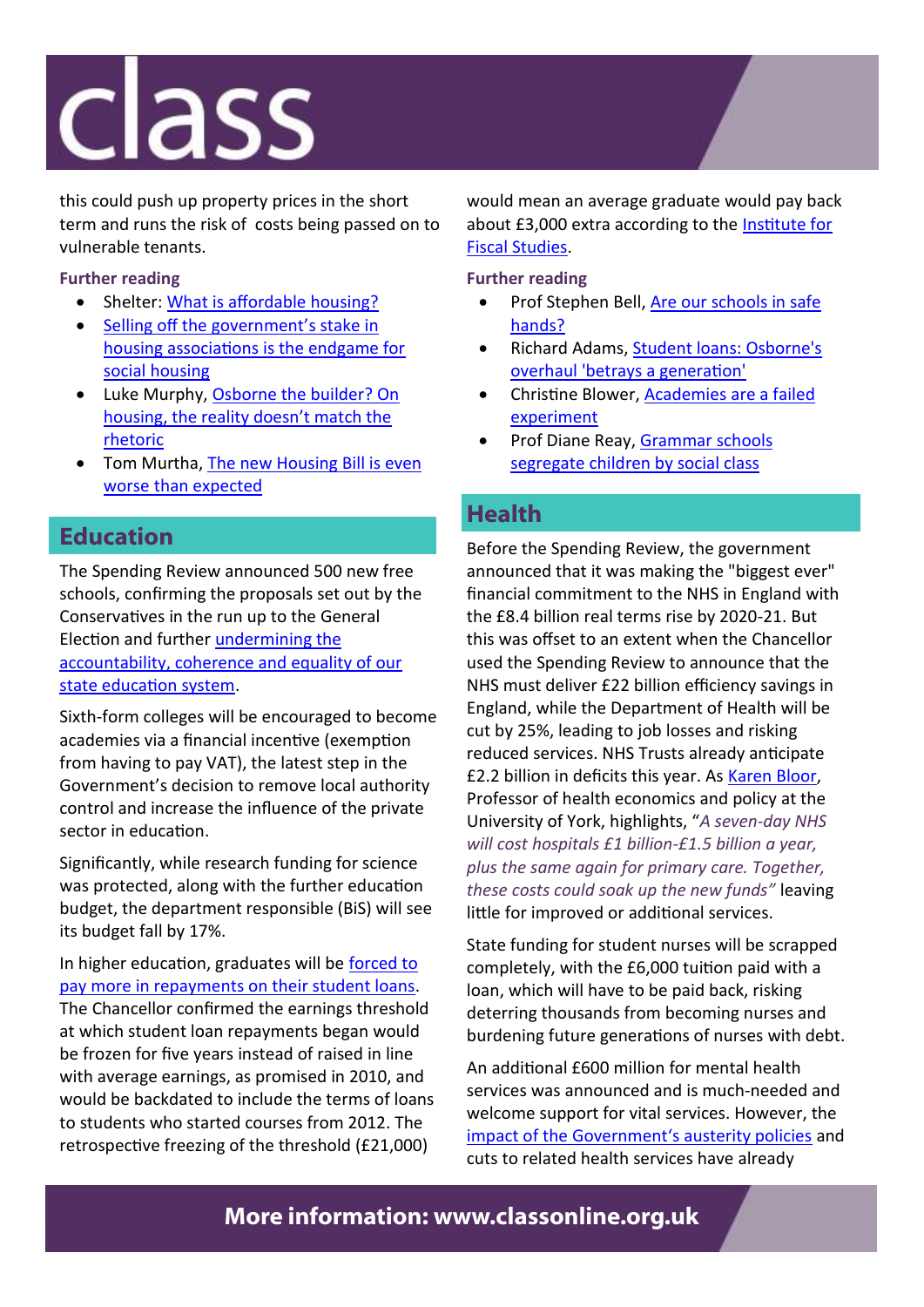this could push up property prices in the short term and runs the risk of costs being passed on to vulnerable tenants.

**Further reading**

- Shelter: What is affordable housing?
- Selling off the government's stake in housing associations is the endgame for social housing
- Luke Murphy, Osborne the builder? On housing, the reality doesn't match the rhetoric
- Tom Murtha, The new Housing Bill is even worse than expected

## Education

The Spending Review announced 500 new free schools, confirming the proposals set out by the Conservatives in the run up to the General Election and further undermining the accountability, coherence and equality of our state education system.

Sixth-form colleges will be encouraged to become academies via a financial incentive (exemption from having to pay VAT), the latest step in the Government's decision to remove local authority control and increase the influence of the private sector in education.

Significantly, while research funding for science was protected, along with the further education budget, the department responsible (BiS) will see its budget fall by 17%.

In higher education, graduates will be forced to pay more in repayments on their student loans. The Chancellor confirmed the earnings threshold at which student loan repayments began would be frozen for five years instead of raised in line with average earnings, as promised in 2010, and would be backdated to include the terms of loans to students who started courses from 2012. The retrospective freezing of the threshold (£21,000) would mean an average graduate would pay back about £3,000 extra according to the Institute for Fiscal Studies.

**Further reading**

- Prof Stephen Bell, Are our schools in safe hands?
- Richard Adams, Student loans: Osborne's overhaul 'betrays a generation'
- Christine Blower, Academies are a failed experiment
- Prof Diane Reay, Grammar schools segregate children by social class

## Health

Before the Spending Review, the government announced that it was making the "biggest ever" financial commitment to the NHS in England with the £8.4 billion real terms rise by 2020-21. But this was offset to an extent when the Chancellor used the Spending Review to announce that the NHS must deliver £22 billion efficiency savings in England, while the Department of Health will be cut by 25%, leading to job losses and risking reduced services. NHS Trusts already anticipate £2.2 billion in deficits this year. As Karen Bloor, Professor of health economics and policy at the University of York, highlights, "*A seven-day NHS will cost hospitals £1 billion-£1.5 billion a year, plus the same again for primary care. Together, these costs could soak up the new funds*" leaving little for improved or additional services.

State funding for student nurses will be scrapped completely, with the £6,000 tuition paid with a loan, which will have to be paid back, risking deterring thousands from becoming nurses and burdening future generations of nurses with debt.

An additional £600 million for mental health services was announced and is much-needed and welcome support for vital services. However, the impact of the Government's austerity policies and cuts to related health services have already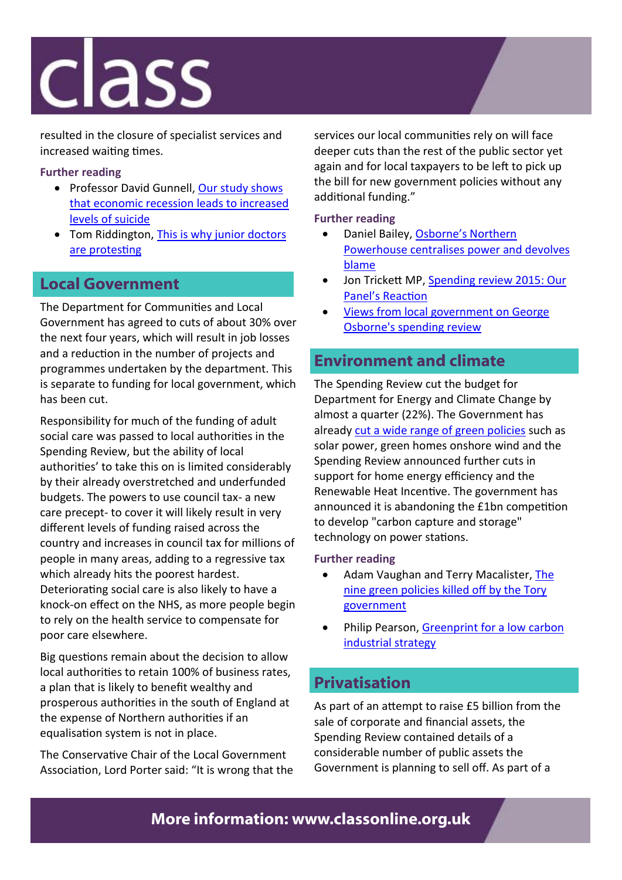resulted in the closure of specialist services and increased waiting times.

**Further reading**

- Professor David Gunnell, [Our study shows that economic recession leads to increased levels of suicide]
- Tom Riddington, [This is why junior doctors are protesting]

## Local Government

The Department for Communities and Local Government has agreed to cuts of about 30% over the next four years, which will result in job losses and a reduction in the number of projects and programmes undertaken by the department. This is separate to funding for local government, which has been cut.

Responsibility for much of the funding of adult social care was passed to local authorities in the Spending Review, but the ability of local authorities' to take this on is limited considerably by their already overstretched and underfunded budgets. The powers to use council tax- a new care precept- to cover it will likely result in very different levels of funding raised across the country and increases in council tax for millions of people in many areas, adding to a regressive tax which already hits the poorest hardest. Deteriorating social care is also likely to have a knock-on effect on the NHS, as more people begin to rely on the health service to compensate for poor care elsewhere.

Big questions remain about the decision to allow local authorities to retain 100% of business rates, a plan that is likely to benefit wealthy and prosperous authorities in the south of England at the expense of Northern authorities if an equalisation system is not in place.

The Conservative Chair of the Local Government Association, Lord Porter said: "It is wrong that the services our local communities rely on will face deeper cuts than the rest of the public sector yet again and for local taxpayers to be left to pick up the bill for new government policies without any additional funding."

**Further reading**

- Daniel Bailey, [Osborne's Northern Powerhouse centralises power and devolves blame]
- Jon Trickett MP, [Spending review 2015: Our Panel's Reaction]
- [Views from local government on George Osborne's spending review]

## Environment and climate

The Spending Review cut the budget for Department for Energy and Climate Change by almost a quarter (22%). The Government has already [cut a wide range of green policies] such as solar power, green homes onshore wind and the Spending Review announced further cuts in support for home energy efficiency and the Renewable Heat Incentive. The government has announced it is abandoning the £1bn competition to develop "carbon capture and storage" technology on power stations.

**Further reading**

- Adam Vaughan and Terry Macalister, [The nine green policies killed off by the Tory government]
- Philip Pearson, [Greenprint for a low carbon industrial strategy]

## Privatisation

As part of an attempt to raise £5 billion from the sale of corporate and financial assets, the Spending Review contained details of a considerable number of public assets the Government is planning to sell off. As part of a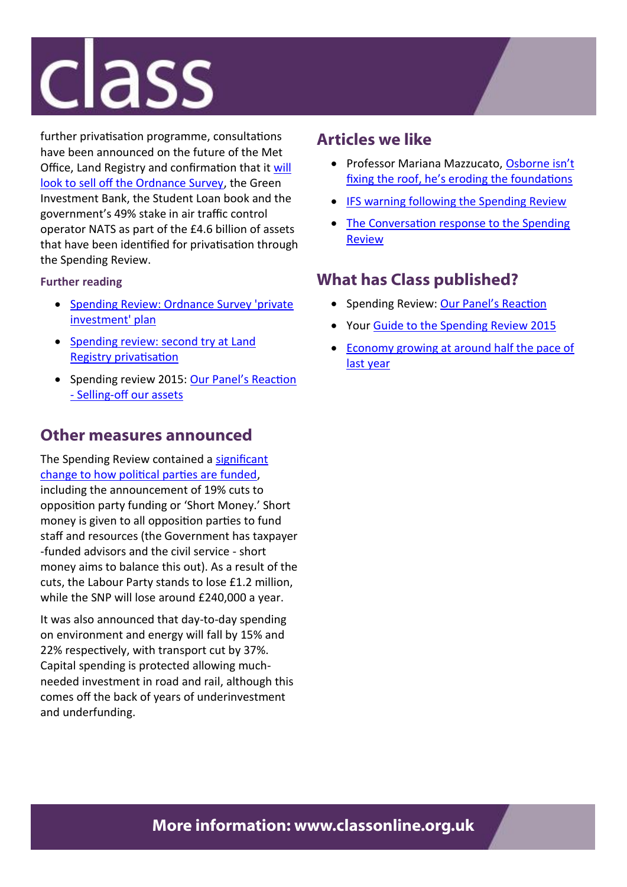further privatisation programme, consultations have been announced on the future of the Met Office, Land Registry and confirmation that it will look to sell off the Ordnance Survey, the Green Investment Bank, the Student Loan book and the government's 49% stake in air traffic control operator NATS as part of the £4.6 billion of assets that have been identified for privatisation through the Spending Review.

### Further reading

- Spending Review: Ordnance Survey 'private investment' plan
- Spending review: second try at Land Registry privatisation
- Spending review 2015: Our Panel's Reaction - Selling-off our assets

## Other measures announced

The Spending Review contained a significant change to how political parties are funded, including the announcement of 19% cuts to opposition party funding or 'Short Money.' Short money is given to all opposition parties to fund staff and resources (the Government has taxpayer -funded advisors and the civil service - short money aims to balance this out). As a result of the cuts, the Labour Party stands to lose £1.2 million, while the SNP will lose around £240,000 a year.

It was also announced that day-to-day spending on environment and energy will fall by 15% and 22% respectively, with transport cut by 37%. Capital spending is protected allowing much-needed investment in road and rail, although this comes off the back of years of underinvestment and underfunding.

## Articles we like

- Professor Mariana Mazzucato, Osborne isn't fixing the roof, he's eroding the foundations
- IFS warning following the Spending Review
- The Conversation response to the Spending Review

## What has Class published?

- Spending Review: Our Panel's Reaction
- Your Guide to the Spending Review 2015
- Economy growing at around half the pace of last year

**More information: www.classonline.org.uk**